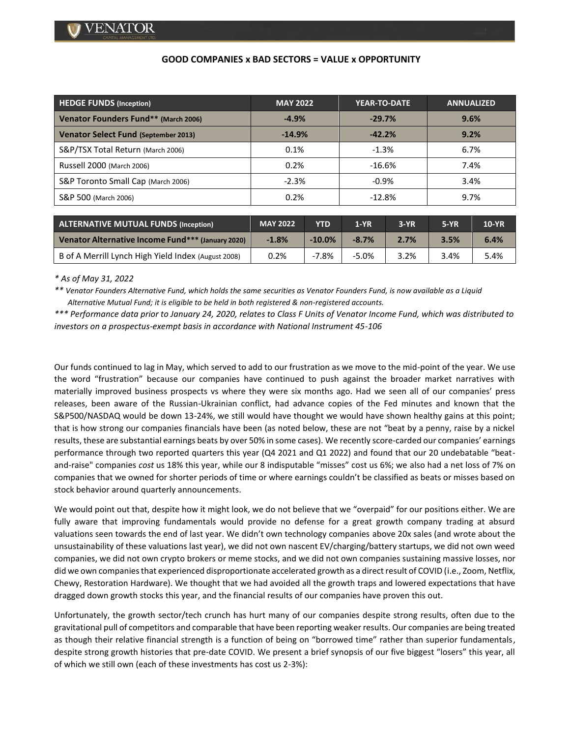## GOOD COMPANIES x BAD SECTORS = VALUE x OPPORTUNITY

| HEDGE FUNDS (Inception) | MAY 2022 | YEAR-TO-DATE | ANNUALIZED |
|---|---|---|---|
| **Venator Founders Fund** (March 2006)** | **-4.9%** | **-29.7%** | **9.6%** |
| **Venator Select Fund (September 2013)** | **-14.9%** | **-42.2%** | **9.2%** |
| S&P/TSX Total Return (March 2006) | 0.1% | -1.3% | 6.7% |
| Russell 2000 (March 2006) | 0.2% | -16.6% | 7.4% |
| S&P Toronto Small Cap (March 2006) | -2.3% | -0.9% | 3.4% |
| S&P 500 (March 2006) | 0.2% | -12.8% | 9.7% |

| ALTERNATIVE MUTUAL FUNDS (Inception) | MAY 2022 | YTD | 1-YR | 3-YR | 5-YR | 10-YR |
|---|---|---|---|---|---|---|
| **Venator Alternative Income Fund*** (January 2020)** | **-1.8%** | **-10.0%** | **-8.7%** | **2.7%** | **3.5%** | **6.4%** |
| B of A Merrill Lynch High Yield Index (August 2008) | 0.2% | -7.8% | -5.0% | 3.2% | 3.4% | 5.4% |

*\* As of May 31, 2022*

*\*\* Venator Founders Alternative Fund, which holds the same securities as Venator Founders Fund, is now available as a Liquid Alternative Mutual Fund; it is eligible to be held in both registered & non-registered accounts.*

*\*\*\* Performance data prior to January 24, 2020, relates to Class F Units of Venator Income Fund, which was distributed to investors on a prospectus-exempt basis in accordance with National Instrument 45-106*

Our funds continued to lag in May, which served to add to our frustration as we move to the mid-point of the year. We use the word "frustration" because our companies have continued to push against the broader market narratives with materially improved business prospects vs where they were six months ago. Had we seen all of our companies' press releases, been aware of the Russian-Ukrainian conflict, had advance copies of the Fed minutes and known that the S&P500/NASDAQ would be down 13-24%, we still would have thought we would have shown healthy gains at this point; that is how strong our companies financials have been (as noted below, these are not "beat by a penny, raise by a nickel results, these are substantial earnings beats by over 50% in some cases). We recently score-carded our companies' earnings performance through two reported quarters this year (Q4 2021 and Q1 2022) and found that our 20 undebatable "beat-and-raise" companies *cost* us 18% this year, while our 8 indisputable "misses" cost us 6%; we also had a net loss of 7% on companies that we owned for shorter periods of time or where earnings couldn't be classified as beats or misses based on stock behavior around quarterly announcements.

We would point out that, despite how it might look, we do not believe that we "overpaid" for our positions either. We are fully aware that improving fundamentals would provide no defense for a great growth company trading at absurd valuations seen towards the end of last year. We didn't own technology companies above 20x sales (and wrote about the unsustainability of these valuations last year), we did not own nascent EV/charging/battery startups, we did not own weed companies, we did not own crypto brokers or meme stocks, and we did not own companies sustaining massive losses, nor did we own companies that experienced disproportionate accelerated growth as a direct result of COVID (i.e., Zoom, Netflix, Chewy, Restoration Hardware). We thought that we had avoided all the growth traps and lowered expectations that have dragged down growth stocks this year, and the financial results of our companies have proven this out.

Unfortunately, the growth sector/tech crunch has hurt many of our companies despite strong results, often due to the gravitational pull of competitors and comparable that have been reporting weaker results. Our companies are being treated as though their relative financial strength is a function of being on "borrowed time" rather than superior fundamentals, despite strong growth histories that pre-date COVID. We present a brief synopsis of our five biggest "losers" this year, all of which we still own (each of these investments has cost us 2-3%):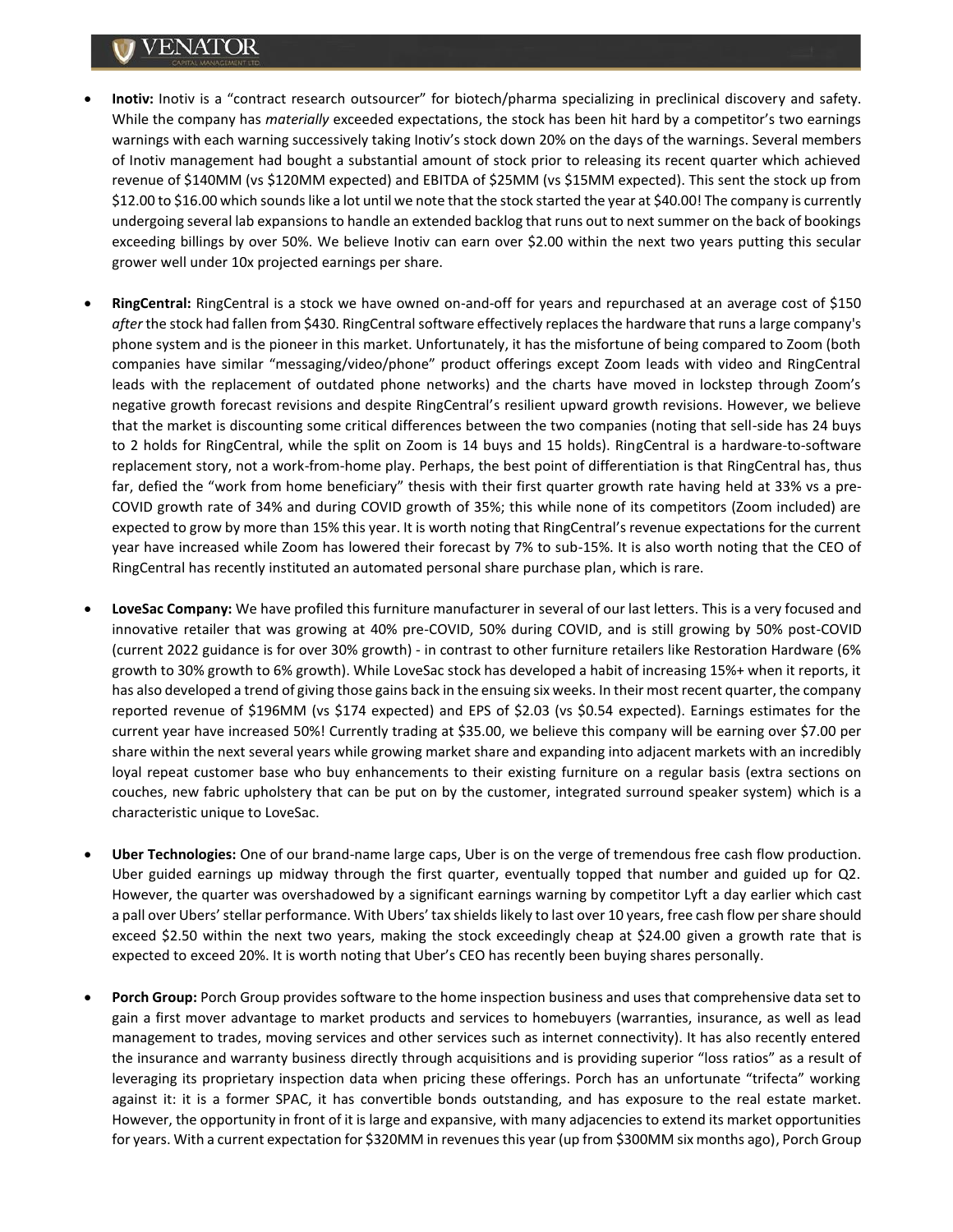- **Inotiv:** Inotiv is a "contract research outsourcer" for biotech/pharma specializing in preclinical discovery and safety. While the company has *materially* exceeded expectations, the stock has been hit hard by a competitor's two earnings warnings with each warning successively taking Inotiv's stock down 20% on the days of the warnings. Several members of Inotiv management had bought a substantial amount of stock prior to releasing its recent quarter which achieved revenue of $140MM (vs $120MM expected) and EBITDA of $25MM (vs $15MM expected). This sent the stock up from $12.00 to $16.00 which sounds like a lot until we note that the stock started the year at $40.00! The company is currently undergoing several lab expansions to handle an extended backlog that runs out to next summer on the back of bookings exceeding billings by over 50%. We believe Inotiv can earn over $2.00 within the next two years putting this secular grower well under 10x projected earnings per share.

- **RingCentral:** RingCentral is a stock we have owned on-and-off for years and repurchased at an average cost of $150 *after* the stock had fallen from $430. RingCentral software effectively replaces the hardware that runs a large company's phone system and is the pioneer in this market. Unfortunately, it has the misfortune of being compared to Zoom (both companies have similar "messaging/video/phone" product offerings except Zoom leads with video and RingCentral leads with the replacement of outdated phone networks) and the charts have moved in lockstep through Zoom's negative growth forecast revisions and despite RingCentral's resilient upward growth revisions. However, we believe that the market is discounting some critical differences between the two companies (noting that sell-side has 24 buys to 2 holds for RingCentral, while the split on Zoom is 14 buys and 15 holds). RingCentral is a hardware-to-software replacement story, not a work-from-home play. Perhaps, the best point of differentiation is that RingCentral has, thus far, defied the "work from home beneficiary" thesis with their first quarter growth rate having held at 33% vs a pre-COVID growth rate of 34% and during COVID growth of 35%; this while none of its competitors (Zoom included) are expected to grow by more than 15% this year. It is worth noting that RingCentral's revenue expectations for the current year have increased while Zoom has lowered their forecast by 7% to sub-15%. It is also worth noting that the CEO of RingCentral has recently instituted an automated personal share purchase plan, which is rare.

- **LoveSac Company:** We have profiled this furniture manufacturer in several of our last letters. This is a very focused and innovative retailer that was growing at 40% pre-COVID, 50% during COVID, and is still growing by 50% post-COVID (current 2022 guidance is for over 30% growth) - in contrast to other furniture retailers like Restoration Hardware (6% growth to 30% growth to 6% growth). While LoveSac stock has developed a habit of increasing 15%+ when it reports, it has also developed a trend of giving those gains back in the ensuing six weeks. In their most recent quarter, the company reported revenue of $196MM (vs $174 expected) and EPS of $2.03 (vs $0.54 expected). Earnings estimates for the current year have increased 50%! Currently trading at $35.00, we believe this company will be earning over $7.00 per share within the next several years while growing market share and expanding into adjacent markets with an incredibly loyal repeat customer base who buy enhancements to their existing furniture on a regular basis (extra sections on couches, new fabric upholstery that can be put on by the customer, integrated surround speaker system) which is a characteristic unique to LoveSac.

- **Uber Technologies:** One of our brand-name large caps, Uber is on the verge of tremendous free cash flow production. Uber guided earnings up midway through the first quarter, eventually topped that number and guided up for Q2. However, the quarter was overshadowed by a significant earnings warning by competitor Lyft a day earlier which cast a pall over Ubers' stellar performance. With Ubers' tax shields likely to last over 10 years, free cash flow per share should exceed $2.50 within the next two years, making the stock exceedingly cheap at $24.00 given a growth rate that is expected to exceed 20%. It is worth noting that Uber's CEO has recently been buying shares personally.

- **Porch Group:** Porch Group provides software to the home inspection business and uses that comprehensive data set to gain a first mover advantage to market products and services to homebuyers (warranties, insurance, as well as lead management to trades, moving services and other services such as internet connectivity). It has also recently entered the insurance and warranty business directly through acquisitions and is providing superior "loss ratios" as a result of leveraging its proprietary inspection data when pricing these offerings. Porch has an unfortunate "trifecta" working against it: it is a former SPAC, it has convertible bonds outstanding, and has exposure to the real estate market. However, the opportunity in front of it is large and expansive, with many adjacencies to extend its market opportunities for years. With a current expectation for $320MM in revenues this year (up from $300MM six months ago), Porch Group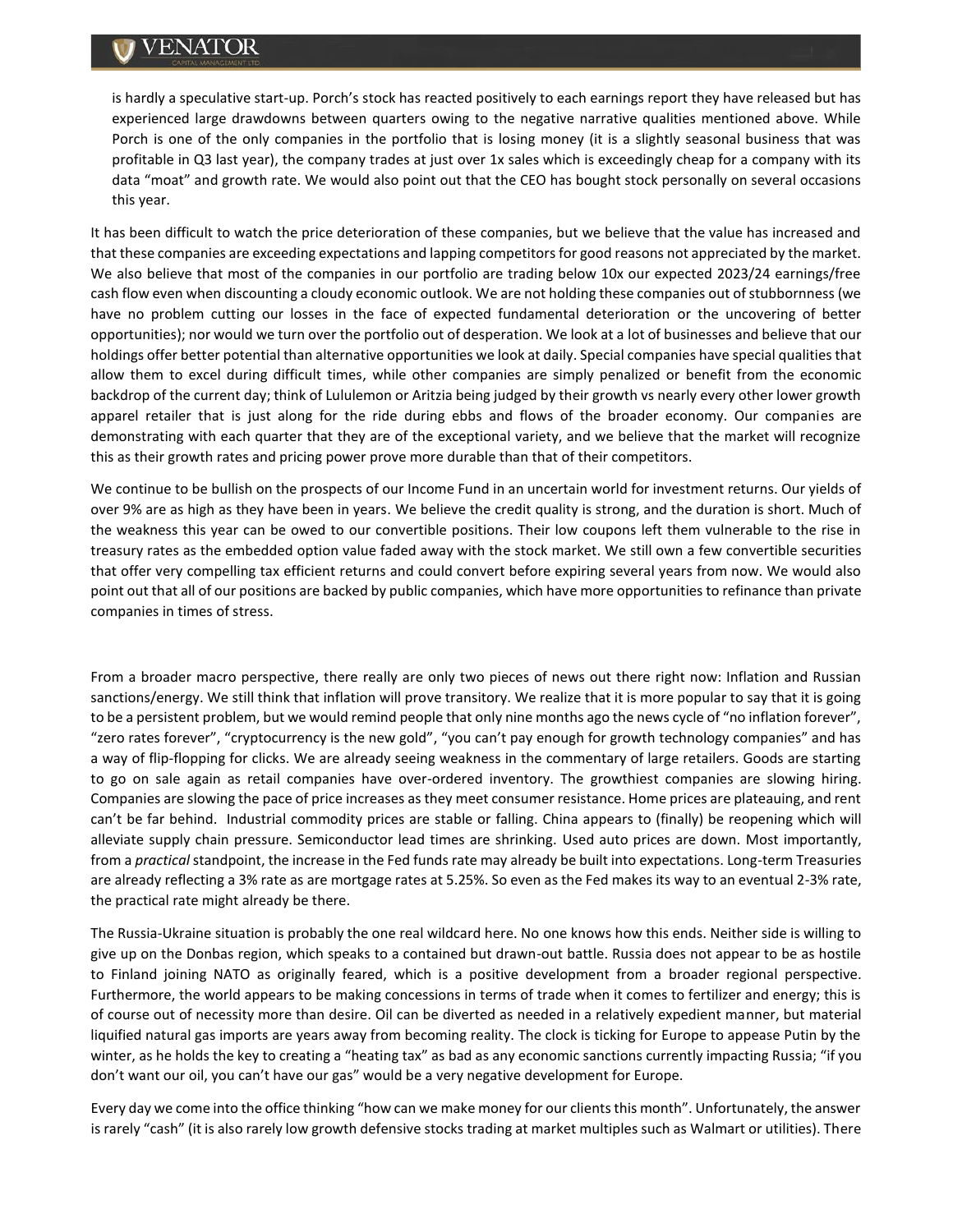is hardly a speculative start-up. Porch's stock has reacted positively to each earnings report they have released but has experienced large drawdowns between quarters owing to the negative narrative qualities mentioned above. While Porch is one of the only companies in the portfolio that is losing money (it is a slightly seasonal business that was profitable in Q3 last year), the company trades at just over 1x sales which is exceedingly cheap for a company with its data "moat" and growth rate. We would also point out that the CEO has bought stock personally on several occasions this year.

It has been difficult to watch the price deterioration of these companies, but we believe that the value has increased and that these companies are exceeding expectations and lapping competitors for good reasons not appreciated by the market. We also believe that most of the companies in our portfolio are trading below 10x our expected 2023/24 earnings/free cash flow even when discounting a cloudy economic outlook. We are not holding these companies out of stubbornness (we have no problem cutting our losses in the face of expected fundamental deterioration or the uncovering of better opportunities); nor would we turn over the portfolio out of desperation. We look at a lot of businesses and believe that our holdings offer better potential than alternative opportunities we look at daily. Special companies have special qualities that allow them to excel during difficult times, while other companies are simply penalized or benefit from the economic backdrop of the current day; think of Lululemon or Aritzia being judged by their growth vs nearly every other lower growth apparel retailer that is just along for the ride during ebbs and flows of the broader economy. Our companies are demonstrating with each quarter that they are of the exceptional variety, and we believe that the market will recognize this as their growth rates and pricing power prove more durable than that of their competitors.

We continue to be bullish on the prospects of our Income Fund in an uncertain world for investment returns. Our yields of over 9% are as high as they have been in years. We believe the credit quality is strong, and the duration is short. Much of the weakness this year can be owed to our convertible positions. Their low coupons left them vulnerable to the rise in treasury rates as the embedded option value faded away with the stock market. We still own a few convertible securities that offer very compelling tax efficient returns and could convert before expiring several years from now. We would also point out that all of our positions are backed by public companies, which have more opportunities to refinance than private companies in times of stress.

From a broader macro perspective, there really are only two pieces of news out there right now: Inflation and Russian sanctions/energy. We still think that inflation will prove transitory. We realize that it is more popular to say that it is going to be a persistent problem, but we would remind people that only nine months ago the news cycle of "no inflation forever", "zero rates forever", "cryptocurrency is the new gold", "you can't pay enough for growth technology companies" and has a way of flip-flopping for clicks. We are already seeing weakness in the commentary of large retailers. Goods are starting to go on sale again as retail companies have over-ordered inventory. The growthiest companies are slowing hiring. Companies are slowing the pace of price increases as they meet consumer resistance. Home prices are plateauing, and rent can't be far behind. Industrial commodity prices are stable or falling. China appears to (finally) be reopening which will alleviate supply chain pressure. Semiconductor lead times are shrinking. Used auto prices are down. Most importantly, from a *practical* standpoint, the increase in the Fed funds rate may already be built into expectations. Long-term Treasuries are already reflecting a 3% rate as are mortgage rates at 5.25%. So even as the Fed makes its way to an eventual 2-3% rate, the practical rate might already be there.

The Russia-Ukraine situation is probably the one real wildcard here. No one knows how this ends. Neither side is willing to give up on the Donbas region, which speaks to a contained but drawn-out battle. Russia does not appear to be as hostile to Finland joining NATO as originally feared, which is a positive development from a broader regional perspective. Furthermore, the world appears to be making concessions in terms of trade when it comes to fertilizer and energy; this is of course out of necessity more than desire. Oil can be diverted as needed in a relatively expedient manner, but material liquified natural gas imports are years away from becoming reality. The clock is ticking for Europe to appease Putin by the winter, as he holds the key to creating a "heating tax" as bad as any economic sanctions currently impacting Russia; "if you don't want our oil, you can't have our gas" would be a very negative development for Europe.

Every day we come into the office thinking "how can we make money for our clients this month". Unfortunately, the answer is rarely "cash" (it is also rarely low growth defensive stocks trading at market multiples such as Walmart or utilities). There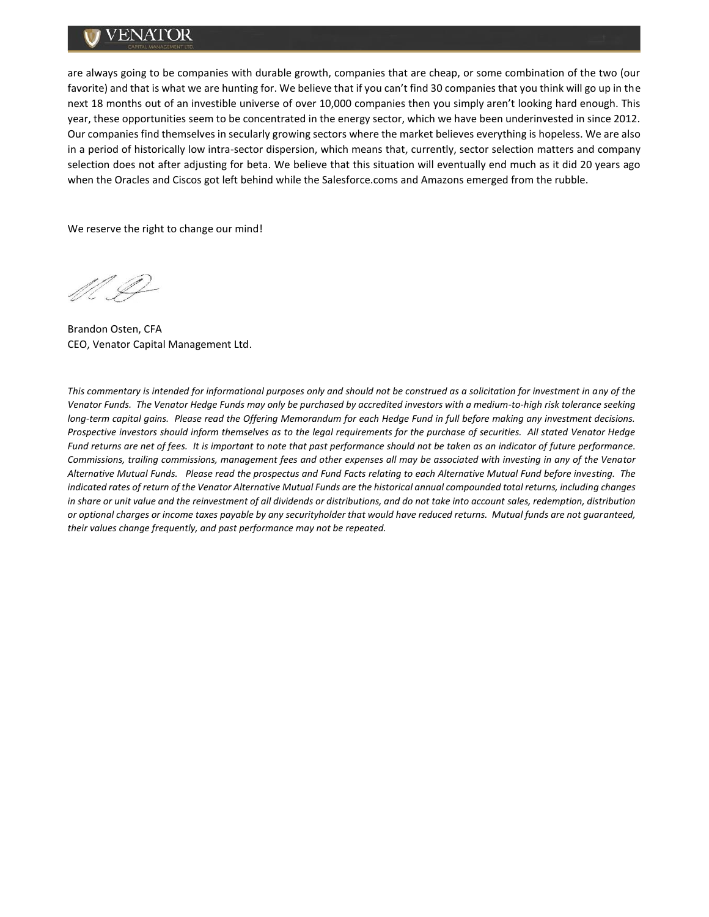are always going to be companies with durable growth, companies that are cheap, or some combination of the two (our favorite) and that is what we are hunting for. We believe that if you can't find 30 companies that you think will go up in the next 18 months out of an investible universe of over 10,000 companies then you simply aren't looking hard enough. This year, these opportunities seem to be concentrated in the energy sector, which we have been underinvested in since 2012. Our companies find themselves in secularly growing sectors where the market believes everything is hopeless. We are also in a period of historically low intra-sector dispersion, which means that, currently, sector selection matters and company selection does not after adjusting for beta. We believe that this situation will eventually end much as it did 20 years ago when the Oracles and Ciscos got left behind while the Salesforce.coms and Amazons emerged from the rubble.

We reserve the right to change our mind!

Brandon Osten, CFA
CEO, Venator Capital Management Ltd.

*This commentary is intended for informational purposes only and should not be construed as a solicitation for investment in any of the Venator Funds. The Venator Hedge Funds may only be purchased by accredited investors with a medium-to-high risk tolerance seeking long-term capital gains. Please read the Offering Memorandum for each Hedge Fund in full before making any investment decisions. Prospective investors should inform themselves as to the legal requirements for the purchase of securities. All stated Venator Hedge Fund returns are net of fees. It is important to note that past performance should not be taken as an indicator of future performance. Commissions, trailing commissions, management fees and other expenses all may be associated with investing in any of the Venator Alternative Mutual Funds. Please read the prospectus and Fund Facts relating to each Alternative Mutual Fund before investing. The indicated rates of return of the Venator Alternative Mutual Funds are the historical annual compounded total returns, including changes in share or unit value and the reinvestment of all dividends or distributions, and do not take into account sales, redemption, distribution or optional charges or income taxes payable by any securityholder that would have reduced returns. Mutual funds are not guaranteed, their values change frequently, and past performance may not be repeated.*